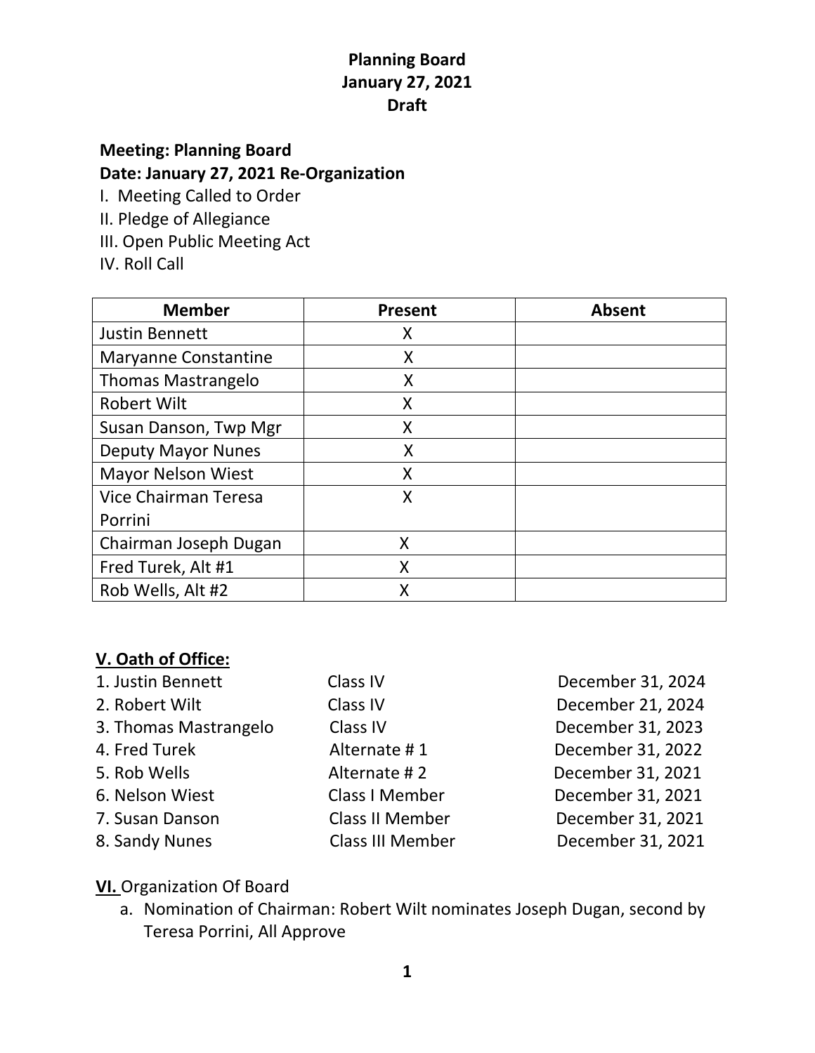**Planning Board**
**January 27, 2021**
**Draft**

**Meeting: Planning Board**
**Date: January 27, 2021 Re-Organization**

I. Meeting Called to Order
II. Pledge of Allegiance
III. Open Public Meeting Act
IV. Roll Call

| Member | Present | Absent |
|---|---|---|
| Justin Bennett | X | |
| Maryanne Constantine | X | |
| Thomas Mastrangelo | X | |
| Robert Wilt | X | |
| Susan Danson, Twp Mgr | X | |
| Deputy Mayor Nunes | X | |
| Mayor Nelson Wiest | X | |
| Vice Chairman Teresa Porrini | X | |
| Chairman Joseph Dugan | X | |
| Fred Turek, Alt #1 | X | |
| Rob Wells, Alt #2 | X | |

**V. Oath of Office:**

1. Justin Bennett — Class IV — December 31, 2024
2. Robert Wilt — Class IV — December 21, 2024
3. Thomas Mastrangelo — Class IV — December 31, 2023
4. Fred Turek — Alternate # 1 — December 31, 2022
5. Rob Wells — Alternate # 2 — December 31, 2021
6. Nelson Wiest — Class I Member — December 31, 2021
7. Susan Danson — Class II Member — December 31, 2021
8. Sandy Nunes — Class III Member — December 31, 2021

**VI.** Organization Of Board

a. Nomination of Chairman: Robert Wilt nominates Joseph Dugan, second by Teresa Porrini, All Approve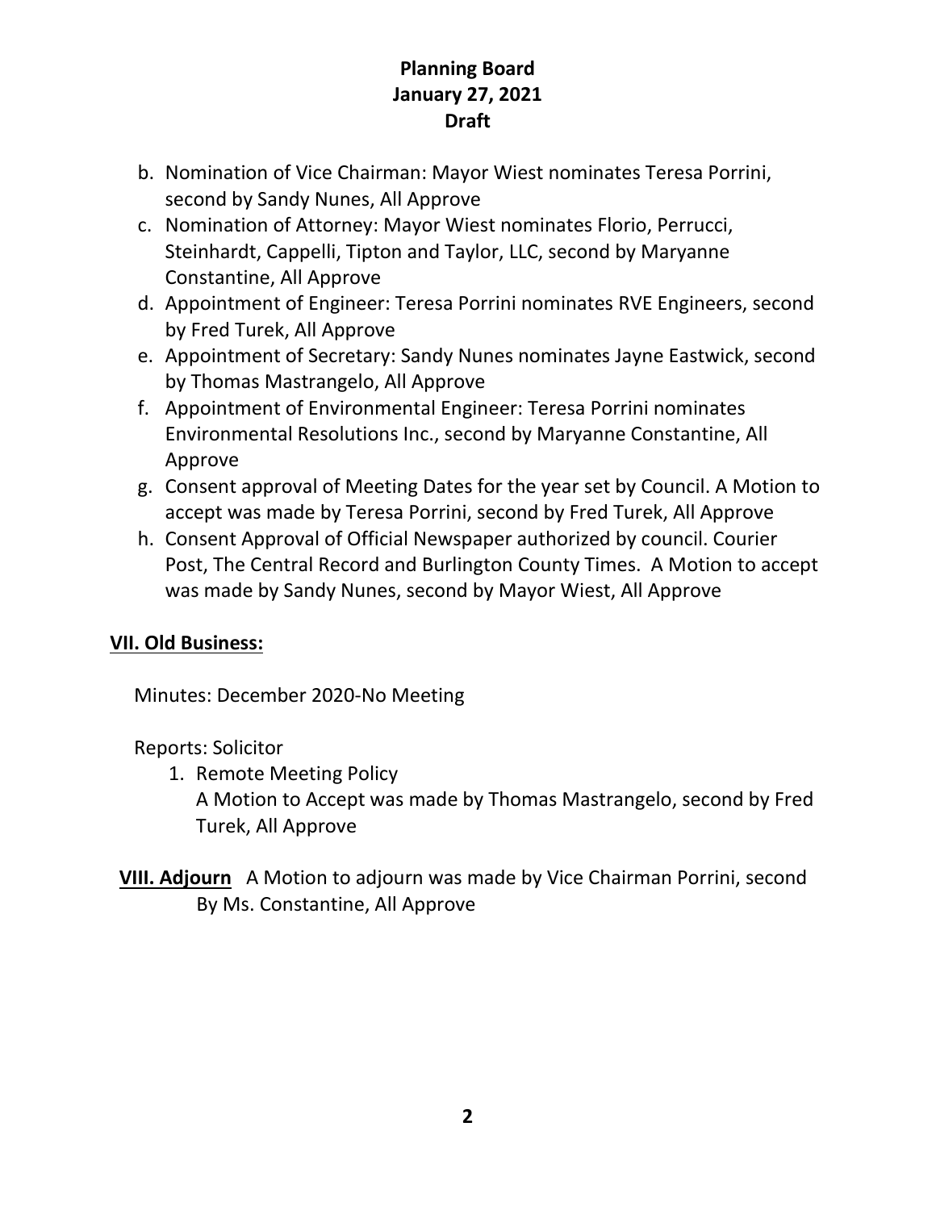b. Nomination of Vice Chairman: Mayor Wiest nominates Teresa Porrini, second by Sandy Nunes, All Approve
c. Nomination of Attorney: Mayor Wiest nominates Florio, Perrucci, Steinhardt, Cappelli, Tipton and Taylor, LLC, second by Maryanne Constantine, All Approve
d. Appointment of Engineer: Teresa Porrini nominates RVE Engineers, second by Fred Turek, All Approve
e. Appointment of Secretary: Sandy Nunes nominates Jayne Eastwick, second by Thomas Mastrangelo, All Approve
f. Appointment of Environmental Engineer: Teresa Porrini nominates Environmental Resolutions Inc., second by Maryanne Constantine, All Approve
g. Consent approval of Meeting Dates for the year set by Council. A Motion to accept was made by Teresa Porrini, second by Fred Turek, All Approve
h. Consent Approval of Official Newspaper authorized by council. Courier Post, The Central Record and Burlington County Times. A Motion to accept was made by Sandy Nunes, second by Mayor Wiest, All Approve

**VII. Old Business:**

Minutes: December 2020-No Meeting

Reports: Solicitor

1. Remote Meeting Policy
   A Motion to Accept was made by Thomas Mastrangelo, second by Fred Turek, All Approve

**VIII. Adjourn** A Motion to adjourn was made by Vice Chairman Porrini, second By Ms. Constantine, All Approve